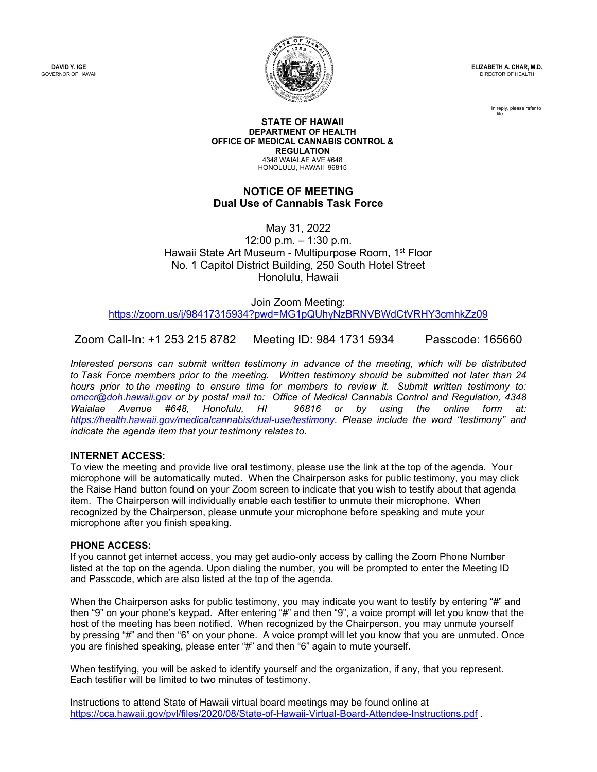**DAVID Y. IGE**
GOVERNOR OF HAWAII

**ELIZABETH A. CHAR, M.D.**
DIRECTOR OF HEALTH

In reply, please refer to file:

**STATE OF HAWAII**
**DEPARTMENT OF HEALTH**
**OFFICE OF MEDICAL CANNABIS CONTROL & REGULATION**
4348 WAIALAE AVE #648
HONOLULU, HAWAII 96815

## NOTICE OF MEETING
## Dual Use of Cannabis Task Force

May 31, 2022
12:00 p.m. – 1:30 p.m.
Hawaii State Art Museum - Multipurpose Room, 1st Floor
No. 1 Capitol District Building, 250 South Hotel Street
Honolulu, Hawaii

Join Zoom Meeting:
https://zoom.us/j/98417315934?pwd=MG1pQUhyNzBRNVBWdCtVRHY3cmhkZz09

Zoom Call-In: +1 253 215 8782 Meeting ID: 984 1731 5934 Passcode: 165660

*Interested persons can submit written testimony in advance of the meeting, which will be distributed to Task Force members prior to the meeting. Written testimony should be submitted not later than 24 hours prior to the meeting to ensure time for members to review it. Submit written testimony to: omccr@doh.hawaii.gov or by postal mail to: Office of Medical Cannabis Control and Regulation, 4348 Waialae Avenue #648, Honolulu, HI 96816 or by using the online form at: https://health.hawaii.gov/medicalcannabis/dual-use/testimony. Please include the word "testimony" and indicate the agenda item that your testimony relates to.*

**INTERNET ACCESS:**
To view the meeting and provide live oral testimony, please use the link at the top of the agenda. Your microphone will be automatically muted. When the Chairperson asks for public testimony, you may click the Raise Hand button found on your Zoom screen to indicate that you wish to testify about that agenda item. The Chairperson will individually enable each testifier to unmute their microphone. When recognized by the Chairperson, please unmute your microphone before speaking and mute your microphone after you finish speaking.

**PHONE ACCESS:**
If you cannot get internet access, you may get audio-only access by calling the Zoom Phone Number listed at the top on the agenda. Upon dialing the number, you will be prompted to enter the Meeting ID and Passcode, which are also listed at the top of the agenda.

When the Chairperson asks for public testimony, you may indicate you want to testify by entering "#" and then "9" on your phone's keypad. After entering "#" and then "9", a voice prompt will let you know that the host of the meeting has been notified. When recognized by the Chairperson, you may unmute yourself by pressing "#" and then "6" on your phone. A voice prompt will let you know that you are unmuted. Once you are finished speaking, please enter "#" and then "6" again to mute yourself.

When testifying, you will be asked to identify yourself and the organization, if any, that you represent. Each testifier will be limited to two minutes of testimony.

Instructions to attend State of Hawaii virtual board meetings may be found online at https://cca.hawaii.gov/pvl/files/2020/08/State-of-Hawaii-Virtual-Board-Attendee-Instructions.pdf .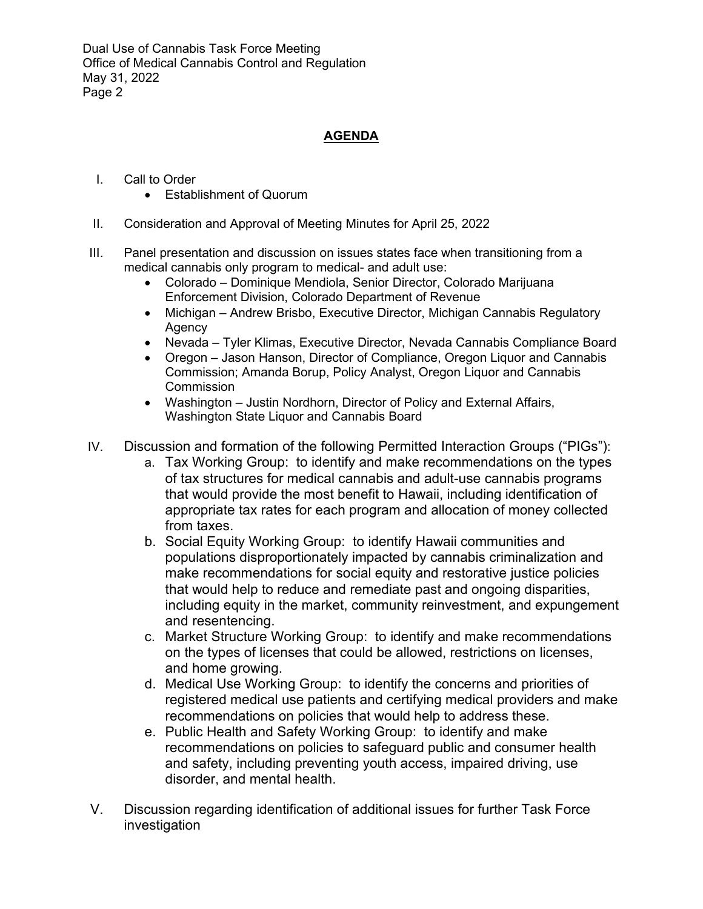## AGENDA

I. Call to Order
   - Establishment of Quorum

II. Consideration and Approval of Meeting Minutes for April 25, 2022

III. Panel presentation and discussion on issues states face when transitioning from a medical cannabis only program to medical- and adult use:
   - Colorado – Dominique Mendiola, Senior Director, Colorado Marijuana Enforcement Division, Colorado Department of Revenue
   - Michigan – Andrew Brisbo, Executive Director, Michigan Cannabis Regulatory Agency
   - Nevada – Tyler Klimas, Executive Director, Nevada Cannabis Compliance Board
   - Oregon – Jason Hanson, Director of Compliance, Oregon Liquor and Cannabis Commission; Amanda Borup, Policy Analyst, Oregon Liquor and Cannabis Commission
   - Washington – Justin Nordhorn, Director of Policy and External Affairs, Washington State Liquor and Cannabis Board

IV. Discussion and formation of the following Permitted Interaction Groups ("PIGs"):
   a. Tax Working Group: to identify and make recommendations on the types of tax structures for medical cannabis and adult-use cannabis programs that would provide the most benefit to Hawaii, including identification of appropriate tax rates for each program and allocation of money collected from taxes.
   b. Social Equity Working Group: to identify Hawaii communities and populations disproportionately impacted by cannabis criminalization and make recommendations for social equity and restorative justice policies that would help to reduce and remediate past and ongoing disparities, including equity in the market, community reinvestment, and expungement and resentencing.
   c. Market Structure Working Group: to identify and make recommendations on the types of licenses that could be allowed, restrictions on licenses, and home growing.
   d. Medical Use Working Group: to identify the concerns and priorities of registered medical use patients and certifying medical providers and make recommendations on policies that would help to address these.
   e. Public Health and Safety Working Group: to identify and make recommendations on policies to safeguard public and consumer health and safety, including preventing youth access, impaired driving, use disorder, and mental health.

V. Discussion regarding identification of additional issues for further Task Force investigation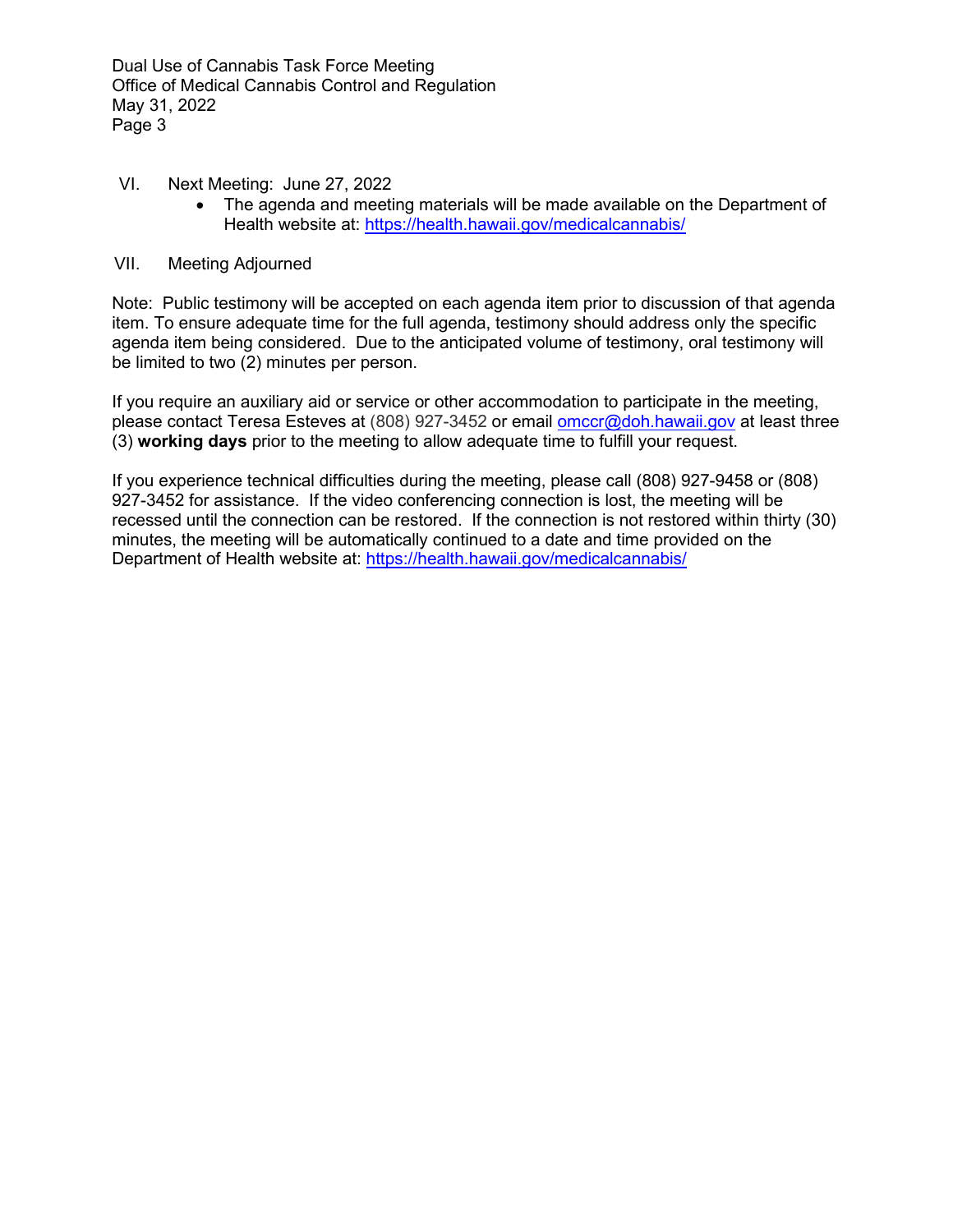VI. Next Meeting: June 27, 2022

- The agenda and meeting materials will be made available on the Department of Health website at: https://health.hawaii.gov/medicalcannabis/

VII. Meeting Adjourned

Note: Public testimony will be accepted on each agenda item prior to discussion of that agenda item. To ensure adequate time for the full agenda, testimony should address only the specific agenda item being considered. Due to the anticipated volume of testimony, oral testimony will be limited to two (2) minutes per person.

If you require an auxiliary aid or service or other accommodation to participate in the meeting, please contact Teresa Esteves at (808) 927-3452 or email omccr@doh.hawaii.gov at least three (3) **working days** prior to the meeting to allow adequate time to fulfill your request.

If you experience technical difficulties during the meeting, please call (808) 927-9458 or (808) 927-3452 for assistance. If the video conferencing connection is lost, the meeting will be recessed until the connection can be restored. If the connection is not restored within thirty (30) minutes, the meeting will be automatically continued to a date and time provided on the Department of Health website at: https://health.hawaii.gov/medicalcannabis/